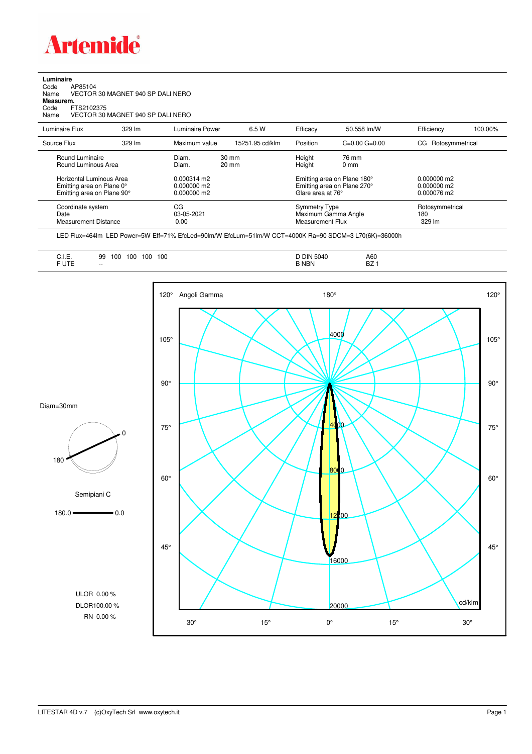Artemide

**Luminaire**
Code AP85104
Name VECTOR 30 MAGNET 940 SP DALI NERO
**Measurem.**
Code FTS2102375
Name VECTOR 30 MAGNET 940 SP DALI NERO

| | | | | | | | |
|---|---|---|---|---|---|---|---|
| Luminaire Flux | 329 lm | Luminaire Power | 6.5 W | Efficacy | 50.558 lm/W | Efficiency | 100.00% |
| Source Flux | 329 lm | Maximum value | 15251.95 cd/klm | Position | C=0.00 G=0.00 | CG | Rotosymmetrical |

| | | | | | |
|---|---|---|---|---|---|
| Round Luminaire | Diam. | 30 mm | Height | 76 mm | |
| Round Luminous Area | Diam. | 20 mm | Height | 0 mm | |
| Horizontal Luminous Area | 0.000314 m2 | | Emitting area on Plane 180° | | 0.000000 m2 |
| Emitting area on Plane 0° | 0.000000 m2 | | Emitting area on Plane 270° | | 0.000000 m2 |
| Emitting area on Plane 90° | 0.000000 m2 | | Glare area at 76° | | 0.000076 m2 |
| Coordinate system | CG | | Symmetry Type | | Rotosymmetrical |
| Date | 03-05-2021 | | Maximum Gamma Angle | | 180 |
| Measurement Distance | 0.00 | | Measurement Flux | | 329 lm |

LED Flux=464lm LED Power=5W Eff=71% EfcLed=90lm/W EfcLum=51lm/W CCT=4000K Ra=90 SDCM=3 L70(6K)=36000h

| | | | |
|---|---|---|---|
| C.I.E. | 99 100 100 100 100 | D DIN 5040 | A60 |
| F UTE | -- | B NBN | BZ 1 |

Diam=30mm

0
180

Semipiani C

180.0 0.0

ULOR 0.00 %
DLOR100.00 %
RN 0.00 %

120° Angoli Gamma 180° 120°
105° 105°
90° 90°
75° 75°
60° 60°
45° 45°
4000
4000
8000
12000
16000
20000
cd/klm
30° 15° 0° 15° 30°

LITESTAR 4D v.7 (c)OxyTech Srl www.oxytech.it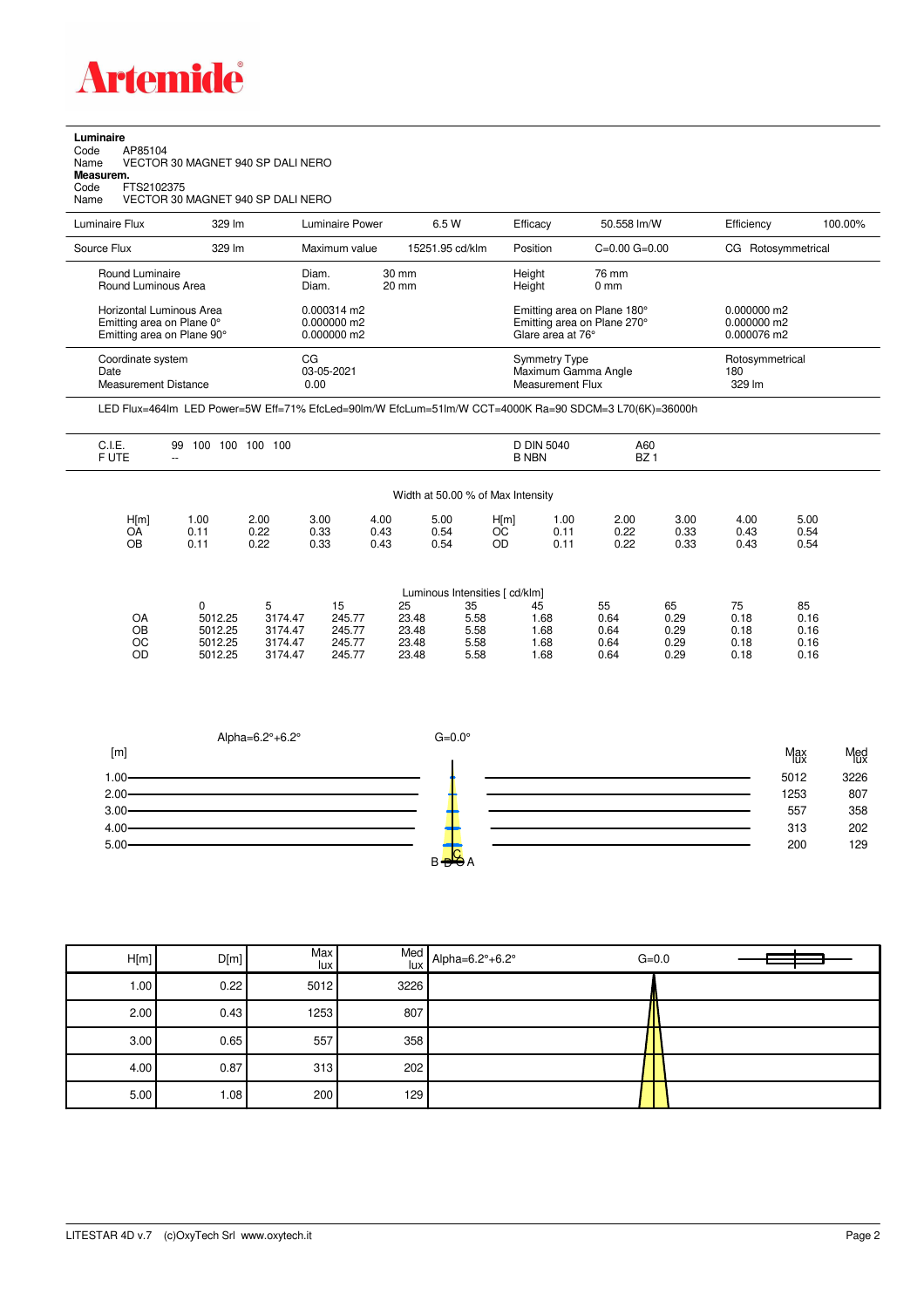**Artemide**

**Luminaire**
Code AP85104
Name VECTOR 30 MAGNET 940 SP DALI NERO
**Measurem.**
Code FTS2102375
Name VECTOR 30 MAGNET 940 SP DALI NERO

| | | | | | | | |
|---|---|---|---|---|---|---|---|
| Luminaire Flux | 329 lm | Luminaire Power | 6.5 W | Efficacy | 50.558 lm/W | Efficiency | 100.00% |
| Source Flux | 329 lm | Maximum value | 15251.95 cd/klm | Position | C=0.00 G=0.00 | CG Rotosymmetrical | |

| | | | | | |
|---|---|---|---|---|---|
| Round Luminaire | Diam. | 30 mm | Height | 76 mm | |
| Round Luminous Area | Diam. | 20 mm | Height | 0 mm | |
| Horizontal Luminous Area | 0.000314 m2 | | Emitting area on Plane 180° | | 0.000000 m2 |
| Emitting area on Plane 0° | 0.000000 m2 | | Emitting area on Plane 270° | | 0.000000 m2 |
| Emitting area on Plane 90° | 0.000000 m2 | | Glare area at 76° | | 0.000076 m2 |

| | | | |
|---|---|---|---|
| Coordinate system | CG | Symmetry Type | Rotosymmetrical |
| Date | 03-05-2021 | Maximum Gamma Angle | 180 |
| Measurement Distance | 0.00 | Measurement Flux | 329 lm |

LED Flux=464lm LED Power=5W Eff=71% EfcLed=90lm/W EfcLum=51lm/W CCT=4000K Ra=90 SDCM=3 L70(6K)=36000h

| | | | |
|---|---|---|---|
| C.I.E. | 99 100 100 100 100 | D DIN 5040 | A60 |
| F UTE | -- | B NBN | BZ 1 |

Width at 50.00 % of Max Intensity

| H[m] | 1.00 | 2.00 | 3.00 | 4.00 | 5.00 | H[m] | 1.00 | 2.00 | 3.00 | 4.00 | 5.00 |
|---|---|---|---|---|---|---|---|---|---|---|---|
| OA | 0.11 | 0.22 | 0.33 | 0.43 | 0.54 | OC | 0.11 | 0.22 | 0.33 | 0.43 | 0.54 |
| OB | 0.11 | 0.22 | 0.33 | 0.43 | 0.54 | OD | 0.11 | 0.22 | 0.33 | 0.43 | 0.54 |

Luminous Intensities [ cd/klm]

| | 0 | 5 | 15 | 25 | 35 | 45 | 55 | 65 | 75 | 85 |
|---|---|---|---|---|---|---|---|---|---|---|
| OA | 5012.25 | 3174.47 | 245.77 | 23.48 | 5.58 | 1.68 | 0.64 | 0.29 | 0.18 | 0.16 |
| OB | 5012.25 | 3174.47 | 245.77 | 23.48 | 5.58 | 1.68 | 0.64 | 0.29 | 0.18 | 0.16 |
| OC | 5012.25 | 3174.47 | 245.77 | 23.48 | 5.58 | 1.68 | 0.64 | 0.29 | 0.18 | 0.16 |
| OD | 5012.25 | 3174.47 | 245.77 | 23.48 | 5.58 | 1.68 | 0.64 | 0.29 | 0.18 | 0.16 |

Alpha=6.2°+6.2°
G=0.0°
[m]
Max lux
Med lux
1.00 5012 3226
2.00 1253 807
3.00 557 358
4.00 313 202
5.00 200 129
B D C A

| H[m] | D[m] | Max lux | Med lux | Alpha=6.2°+6.2° G=0.0 |
|---|---|---|---|---|
| 1.00 | 0.22 | 5012 | 3226 | |
| 2.00 | 0.43 | 1253 | 807 | |
| 3.00 | 0.65 | 557 | 358 | |
| 4.00 | 0.87 | 313 | 202 | |
| 5.00 | 1.08 | 200 | 129 | |

LITESTAR 4D v.7 (c)OxyTech Srl www.oxytech.it